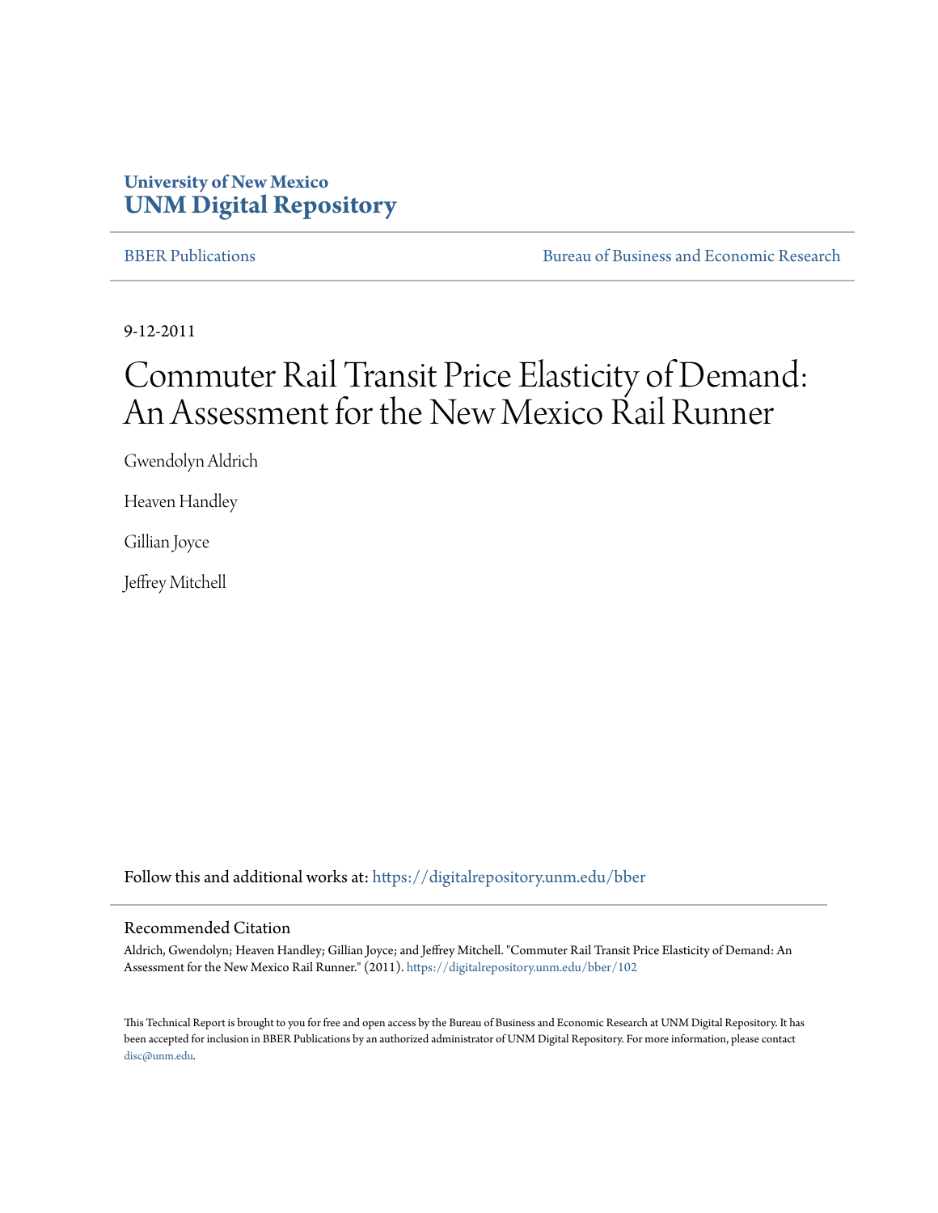University of New Mexico
**UNM Digital Repository**

BBER Publications | Bureau of Business and Economic Research

9-12-2011

# Commuter Rail Transit Price Elasticity of Demand: An Assessment for the New Mexico Rail Runner

Gwendolyn Aldrich

Heaven Handley

Gillian Joyce

Jeffrey Mitchell

Follow this and additional works at: https://digitalrepository.unm.edu/bber

## Recommended Citation

Aldrich, Gwendolyn; Heaven Handley; Gillian Joyce; and Jeffrey Mitchell. "Commuter Rail Transit Price Elasticity of Demand: An Assessment for the New Mexico Rail Runner." (2011). https://digitalrepository.unm.edu/bber/102

This Technical Report is brought to you for free and open access by the Bureau of Business and Economic Research at UNM Digital Repository. It has been accepted for inclusion in BBER Publications by an authorized administrator of UNM Digital Repository. For more information, please contact disc@unm.edu.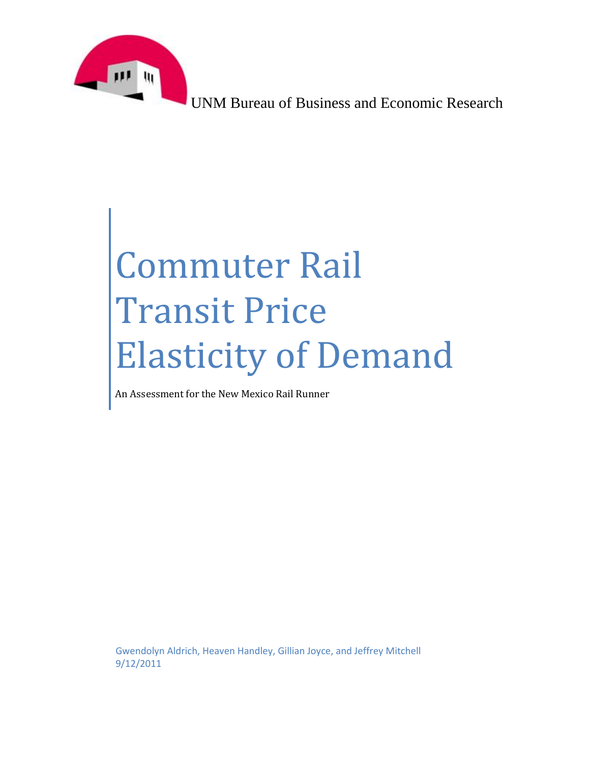UNM Bureau of Business and Economic Research

# Commuter Rail Transit Price Elasticity of Demand

An Assessment for the New Mexico Rail Runner

Gwendolyn Aldrich, Heaven Handley, Gillian Joyce, and Jeffrey Mitchell
9/12/2011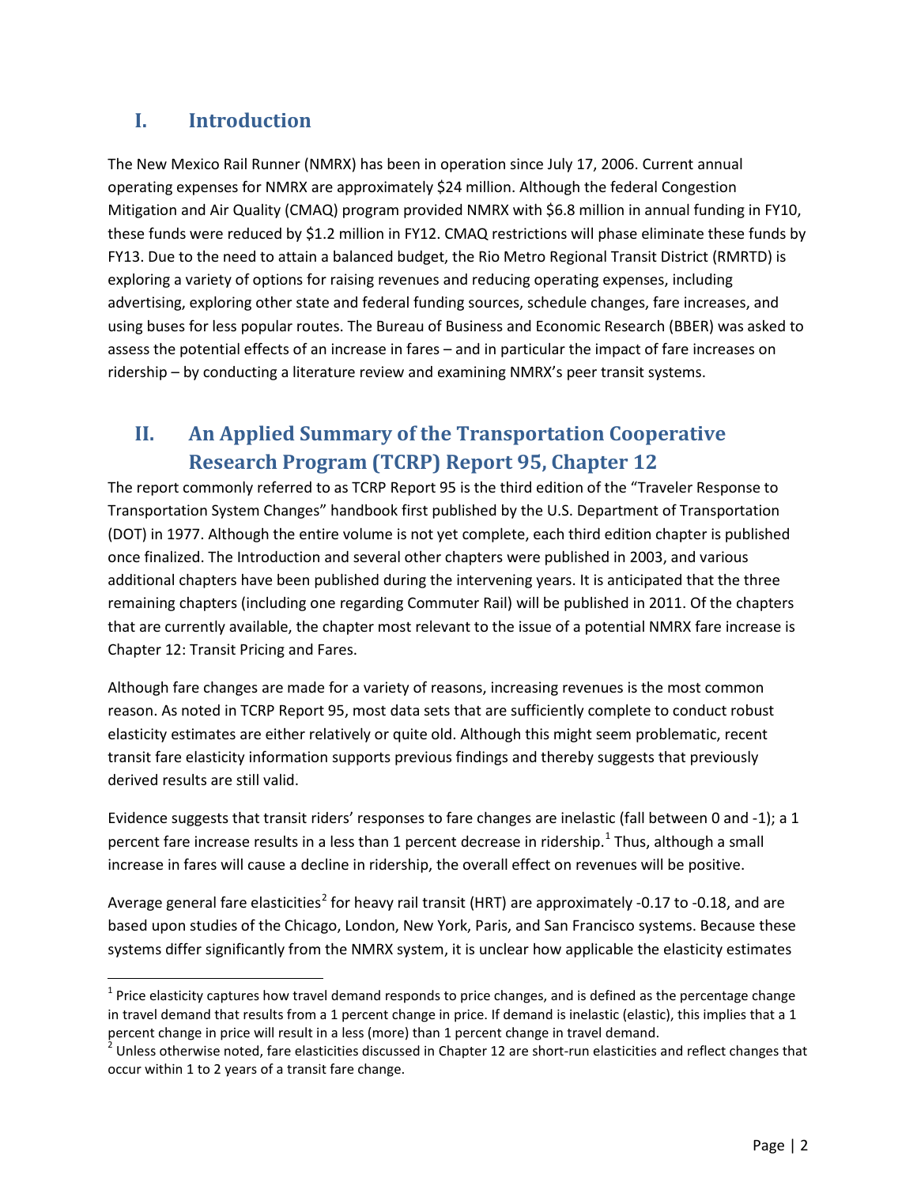## I. Introduction

The New Mexico Rail Runner (NMRX) has been in operation since July 17, 2006. Current annual operating expenses for NMRX are approximately $24 million. Although the federal Congestion Mitigation and Air Quality (CMAQ) program provided NMRX with $6.8 million in annual funding in FY10, these funds were reduced by $1.2 million in FY12. CMAQ restrictions will phase eliminate these funds by FY13. Due to the need to attain a balanced budget, the Rio Metro Regional Transit District (RMRTD) is exploring a variety of options for raising revenues and reducing operating expenses, including advertising, exploring other state and federal funding sources, schedule changes, fare increases, and using buses for less popular routes. The Bureau of Business and Economic Research (BBER) was asked to assess the potential effects of an increase in fares – and in particular the impact of fare increases on ridership – by conducting a literature review and examining NMRX's peer transit systems.

## II. An Applied Summary of the Transportation Cooperative Research Program (TCRP) Report 95, Chapter 12

The report commonly referred to as TCRP Report 95 is the third edition of the "Traveler Response to Transportation System Changes" handbook first published by the U.S. Department of Transportation (DOT) in 1977. Although the entire volume is not yet complete, each third edition chapter is published once finalized. The Introduction and several other chapters were published in 2003, and various additional chapters have been published during the intervening years. It is anticipated that the three remaining chapters (including one regarding Commuter Rail) will be published in 2011. Of the chapters that are currently available, the chapter most relevant to the issue of a potential NMRX fare increase is Chapter 12: Transit Pricing and Fares.

Although fare changes are made for a variety of reasons, increasing revenues is the most common reason. As noted in TCRP Report 95, most data sets that are sufficiently complete to conduct robust elasticity estimates are either relatively or quite old. Although this might seem problematic, recent transit fare elasticity information supports previous findings and thereby suggests that previously derived results are still valid.

Evidence suggests that transit riders' responses to fare changes are inelastic (fall between 0 and -1); a 1 percent fare increase results in a less than 1 percent decrease in ridership.[1] Thus, although a small increase in fares will cause a decline in ridership, the overall effect on revenues will be positive.

Average general fare elasticities[2] for heavy rail transit (HRT) are approximately -0.17 to -0.18, and are based upon studies of the Chicago, London, New York, Paris, and San Francisco systems. Because these systems differ significantly from the NMRX system, it is unclear how applicable the elasticity estimates

---

[1] Price elasticity captures how travel demand responds to price changes, and is defined as the percentage change in travel demand that results from a 1 percent change in price. If demand is inelastic (elastic), this implies that a 1 percent change in price will result in a less (more) than 1 percent change in travel demand.

[2] Unless otherwise noted, fare elasticities discussed in Chapter 12 are short-run elasticities and reflect changes that occur within 1 to 2 years of a transit fare change.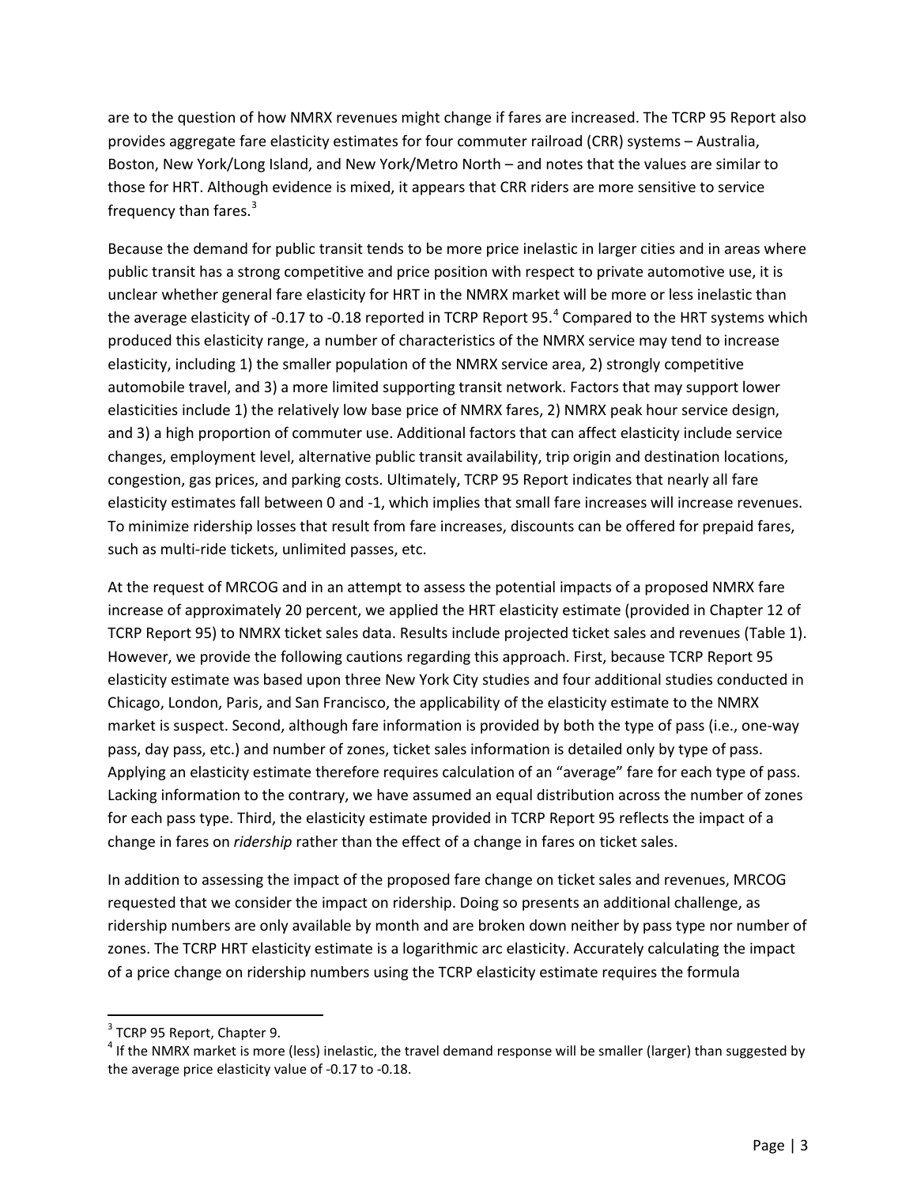are to the question of how NMRX revenues might change if fares are increased. The TCRP 95 Report also provides aggregate fare elasticity estimates for four commuter railroad (CRR) systems – Australia, Boston, New York/Long Island, and New York/Metro North – and notes that the values are similar to those for HRT. Although evidence is mixed, it appears that CRR riders are more sensitive to service frequency than fares.[3]

Because the demand for public transit tends to be more price inelastic in larger cities and in areas where public transit has a strong competitive and price position with respect to private automotive use, it is unclear whether general fare elasticity for HRT in the NMRX market will be more or less inelastic than the average elasticity of -0.17 to -0.18 reported in TCRP Report 95.[4] Compared to the HRT systems which produced this elasticity range, a number of characteristics of the NMRX service may tend to increase elasticity, including 1) the smaller population of the NMRX service area, 2) strongly competitive automobile travel, and 3) a more limited supporting transit network. Factors that may support lower elasticities include 1) the relatively low base price of NMRX fares, 2) NMRX peak hour service design, and 3) a high proportion of commuter use. Additional factors that can affect elasticity include service changes, employment level, alternative public transit availability, trip origin and destination locations, congestion, gas prices, and parking costs. Ultimately, TCRP 95 Report indicates that nearly all fare elasticity estimates fall between 0 and -1, which implies that small fare increases will increase revenues. To minimize ridership losses that result from fare increases, discounts can be offered for prepaid fares, such as multi-ride tickets, unlimited passes, etc.

At the request of MRCOG and in an attempt to assess the potential impacts of a proposed NMRX fare increase of approximately 20 percent, we applied the HRT elasticity estimate (provided in Chapter 12 of TCRP Report 95) to NMRX ticket sales data. Results include projected ticket sales and revenues (Table 1). However, we provide the following cautions regarding this approach. First, because TCRP Report 95 elasticity estimate was based upon three New York City studies and four additional studies conducted in Chicago, London, Paris, and San Francisco, the applicability of the elasticity estimate to the NMRX market is suspect. Second, although fare information is provided by both the type of pass (i.e., one-way pass, day pass, etc.) and number of zones, ticket sales information is detailed only by type of pass. Applying an elasticity estimate therefore requires calculation of an "average" fare for each type of pass. Lacking information to the contrary, we have assumed an equal distribution across the number of zones for each pass type. Third, the elasticity estimate provided in TCRP Report 95 reflects the impact of a change in fares on *ridership* rather than the effect of a change in fares on ticket sales.

In addition to assessing the impact of the proposed fare change on ticket sales and revenues, MRCOG requested that we consider the impact on ridership. Doing so presents an additional challenge, as ridership numbers are only available by month and are broken down neither by pass type nor number of zones. The TCRP HRT elasticity estimate is a logarithmic arc elasticity. Accurately calculating the impact of a price change on ridership numbers using the TCRP elasticity estimate requires the formula

---

[3] TCRP 95 Report, Chapter 9.

[4] If the NMRX market is more (less) inelastic, the travel demand response will be smaller (larger) than suggested by the average price elasticity value of -0.17 to -0.18.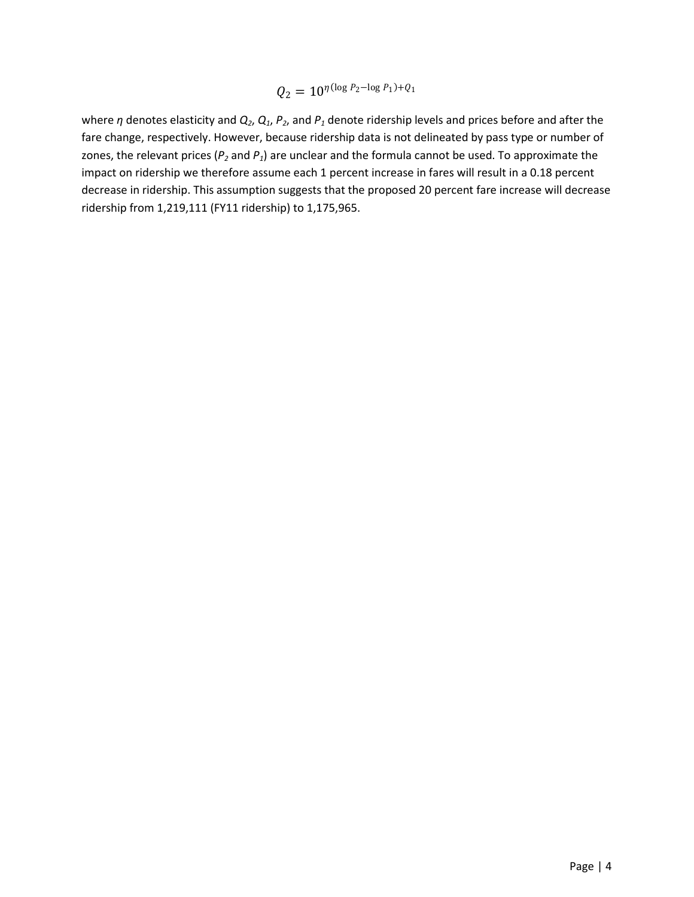$$Q_2 = 10^{\eta(\log P_2 - \log P_1) + Q_1}$$

where $\eta$ denotes elasticity and $Q_2$, $Q_1$, $P_2$, and $P_1$ denote ridership levels and prices before and after the fare change, respectively. However, because ridership data is not delineated by pass type or number of zones, the relevant prices ($P_2$ and $P_1$) are unclear and the formula cannot be used. To approximate the impact on ridership we therefore assume each 1 percent increase in fares will result in a 0.18 percent decrease in ridership. This assumption suggests that the proposed 20 percent fare increase will decrease ridership from 1,219,111 (FY11 ridership) to 1,175,965.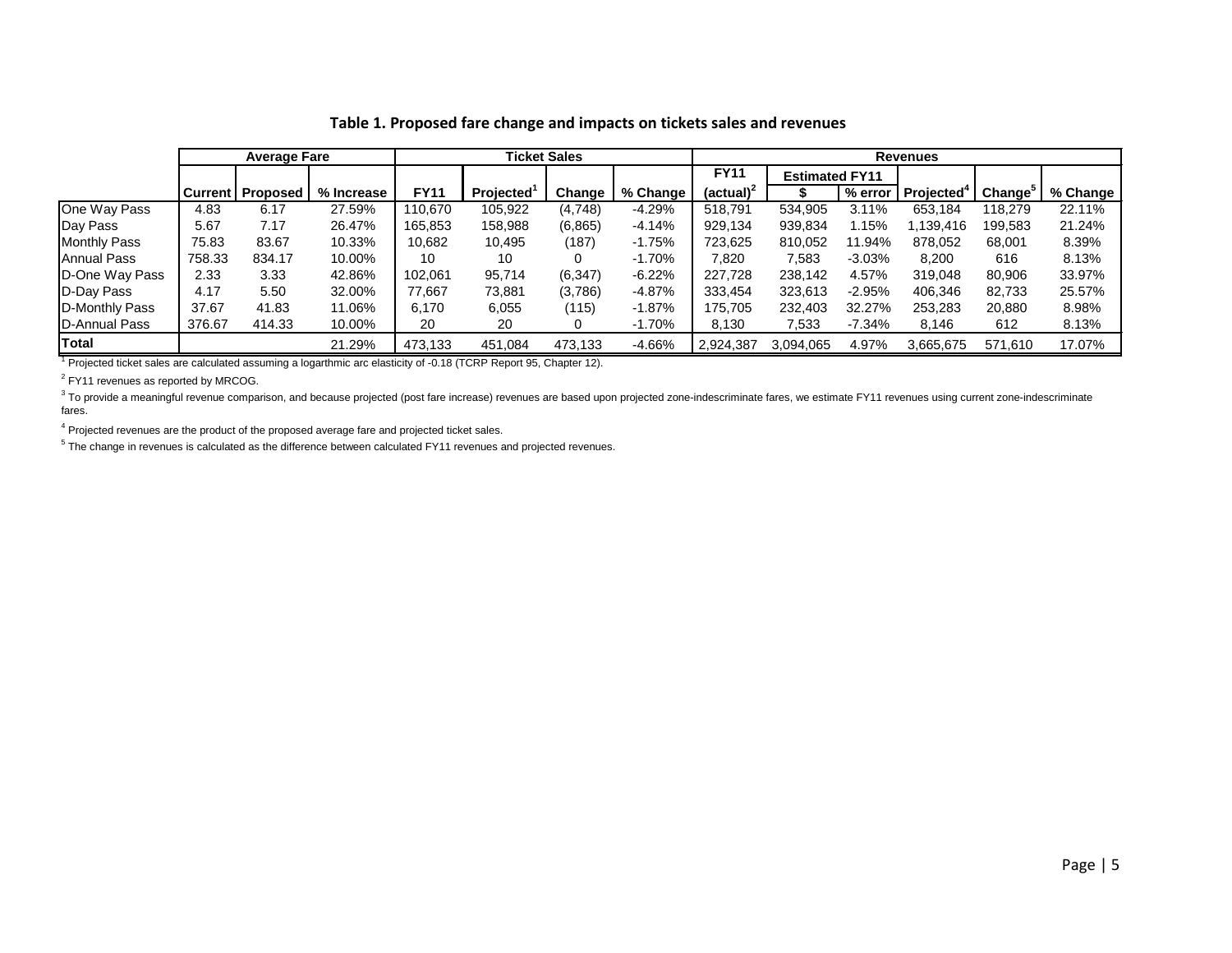**Table 1. Proposed fare change and impacts on tickets sales and revenues**

| | Average Fare | | | Ticket Sales | | | | Revenues | | | | | |
|---|---|---|---|---|---|---|---|---|---|---|---|---|---|
| | | | | | | | | FY11 | Estimated FY11 | | | | |
| | Current | Proposed | % Increase | FY11 | Projected[1] | Change | % Change | (actual)[2] | $ | % error | Projected[4] | Change[5] | % Change |
| One Way Pass | 4.83 | 6.17 | 27.59% | 110,670 | 105,922 | (4,748) | -4.29% | 518,791 | 534,905 | 3.11% | 653,184 | 118,279 | 22.11% |
| Day Pass | 5.67 | 7.17 | 26.47% | 165,853 | 158,988 | (6,865) | -4.14% | 929,134 | 939,834 | 1.15% | 1,139,416 | 199,583 | 21.24% |
| Monthly Pass | 75.83 | 83.67 | 10.33% | 10,682 | 10,495 | (187) | -1.75% | 723,625 | 810,052 | 11.94% | 878,052 | 68,001 | 8.39% |
| Annual Pass | 758.33 | 834.17 | 10.00% | 10 | 10 | 0 | -1.70% | 7,820 | 7,583 | -3.03% | 8,200 | 616 | 8.13% |
| D-One Way Pass | 2.33 | 3.33 | 42.86% | 102,061 | 95,714 | (6,347) | -6.22% | 227,728 | 238,142 | 4.57% | 319,048 | 80,906 | 33.97% |
| D-Day Pass | 4.17 | 5.50 | 32.00% | 77,667 | 73,881 | (3,786) | -4.87% | 333,454 | 323,613 | -2.95% | 406,346 | 82,733 | 25.57% |
| D-Monthly Pass | 37.67 | 41.83 | 11.06% | 6,170 | 6,055 | (115) | -1.87% | 175,705 | 232,403 | 32.27% | 253,283 | 20,880 | 8.98% |
| D-Annual Pass | 376.67 | 414.33 | 10.00% | 20 | 20 | 0 | -1.70% | 8,130 | 7,533 | -7.34% | 8,146 | 612 | 8.13% |
| **Total** | | | 21.29% | 473,133 | 451,084 | 473,133 | -4.66% | 2,924,387 | 3,094,065 | 4.97% | 3,665,675 | 571,610 | 17.07% |

[1] Projected ticket sales are calculated assuming a logarthmic arc elasticity of -0.18 (TCRP Report 95, Chapter 12).

[2] FY11 revenues as reported by MRCOG.

[3] To provide a meaningful revenue comparison, and because projected (post fare increase) revenues are based upon projected zone-indescriminate fares, we estimate FY11 revenues using current zone-indescriminate fares.

[4] Projected revenues are the product of the proposed average fare and projected ticket sales.

[5] The change in revenues is calculated as the difference between calculated FY11 revenues and projected revenues.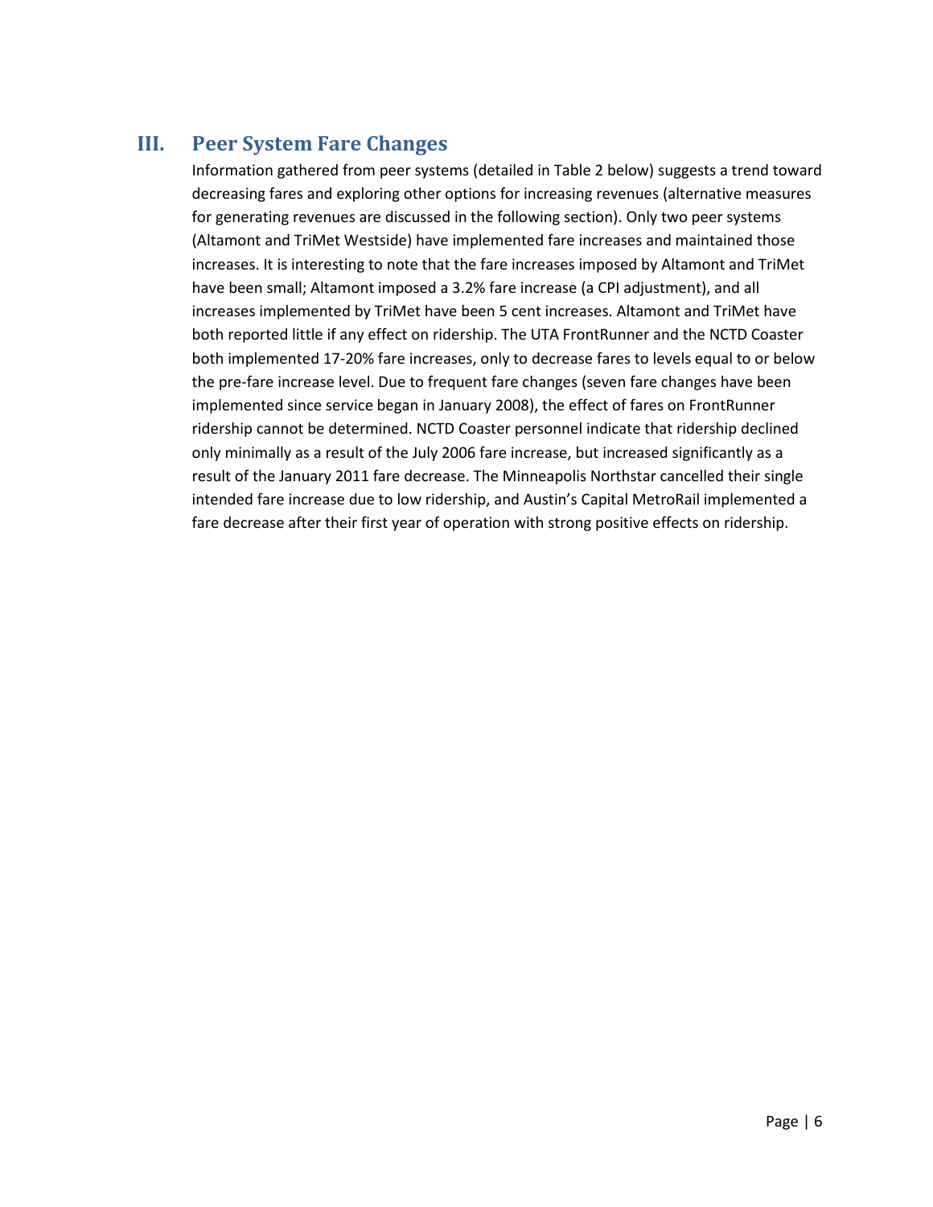## III. Peer System Fare Changes

Information gathered from peer systems (detailed in Table 2 below) suggests a trend toward decreasing fares and exploring other options for increasing revenues (alternative measures for generating revenues are discussed in the following section). Only two peer systems (Altamont and TriMet Westside) have implemented fare increases and maintained those increases. It is interesting to note that the fare increases imposed by Altamont and TriMet have been small; Altamont imposed a 3.2% fare increase (a CPI adjustment), and all increases implemented by TriMet have been 5 cent increases. Altamont and TriMet have both reported little if any effect on ridership. The UTA FrontRunner and the NCTD Coaster both implemented 17-20% fare increases, only to decrease fares to levels equal to or below the pre-fare increase level. Due to frequent fare changes (seven fare changes have been implemented since service began in January 2008), the effect of fares on FrontRunner ridership cannot be determined. NCTD Coaster personnel indicate that ridership declined only minimally as a result of the July 2006 fare increase, but increased significantly as a result of the January 2011 fare decrease. The Minneapolis Northstar cancelled their single intended fare increase due to low ridership, and Austin's Capital MetroRail implemented a fare decrease after their first year of operation with strong positive effects on ridership.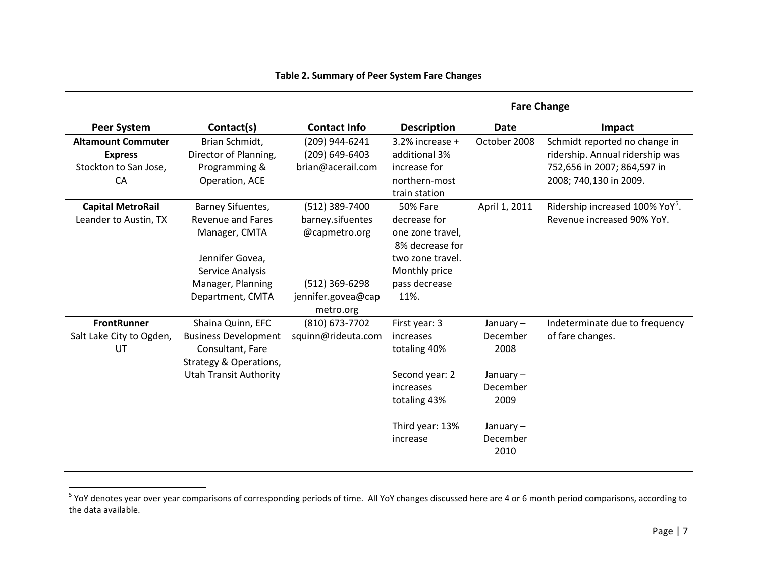**Table 2. Summary of Peer System Fare Changes**

| | | | Fare Change | | |
|---|---|---|---|---|---|
| **Peer System** | **Contact(s)** | **Contact Info** | **Description** | **Date** | **Impact** |
| **Altamount Commuter Express** Stockton to San Jose, CA | Brian Schmidt, Director of Planning, Programming & Operation, ACE | (209) 944-6241 (209) 649-6403 brian@acerail.com | 3.2% increase + additional 3% increase for northern-most train station | October 2008 | Schmidt reported no change in ridership. Annual ridership was 752,656 in 2007; 864,597 in 2008; 740,130 in 2009. |
| **Capital MetroRail** Leander to Austin, TX | Barney Sifuentes, Revenue and Fares Manager, CMTA<br><br>Jennifer Govea, Service Analysis Manager, Planning Department, CMTA | (512) 389-7400 barney.sifuentes @capmetro.org<br><br>(512) 369-6298 jennifer.govea@capmetro.org | 50% Fare decrease for one zone travel, 8% decrease for two zone travel. Monthly price pass decrease 11%. | April 1, 2011 | Ridership increased 100% YoY[5]. Revenue increased 90% YoY. |
| **FrontRunner** Salt Lake City to Ogden, UT | Shaina Quinn, EFC Business Development Consultant, Fare Strategy & Operations, Utah Transit Authority | (810) 673-7702 squinn@rideuta.com | First year: 3 increases totaling 40%<br><br>Second year: 2 increases totaling 43%<br><br>Third year: 13% increase | January – December 2008<br><br>January – December 2009<br><br>January – December 2010 | Indeterminate due to frequency of fare changes. |

[5] YoY denotes year over year comparisons of corresponding periods of time. All YoY changes discussed here are 4 or 6 month period comparisons, according to the data available.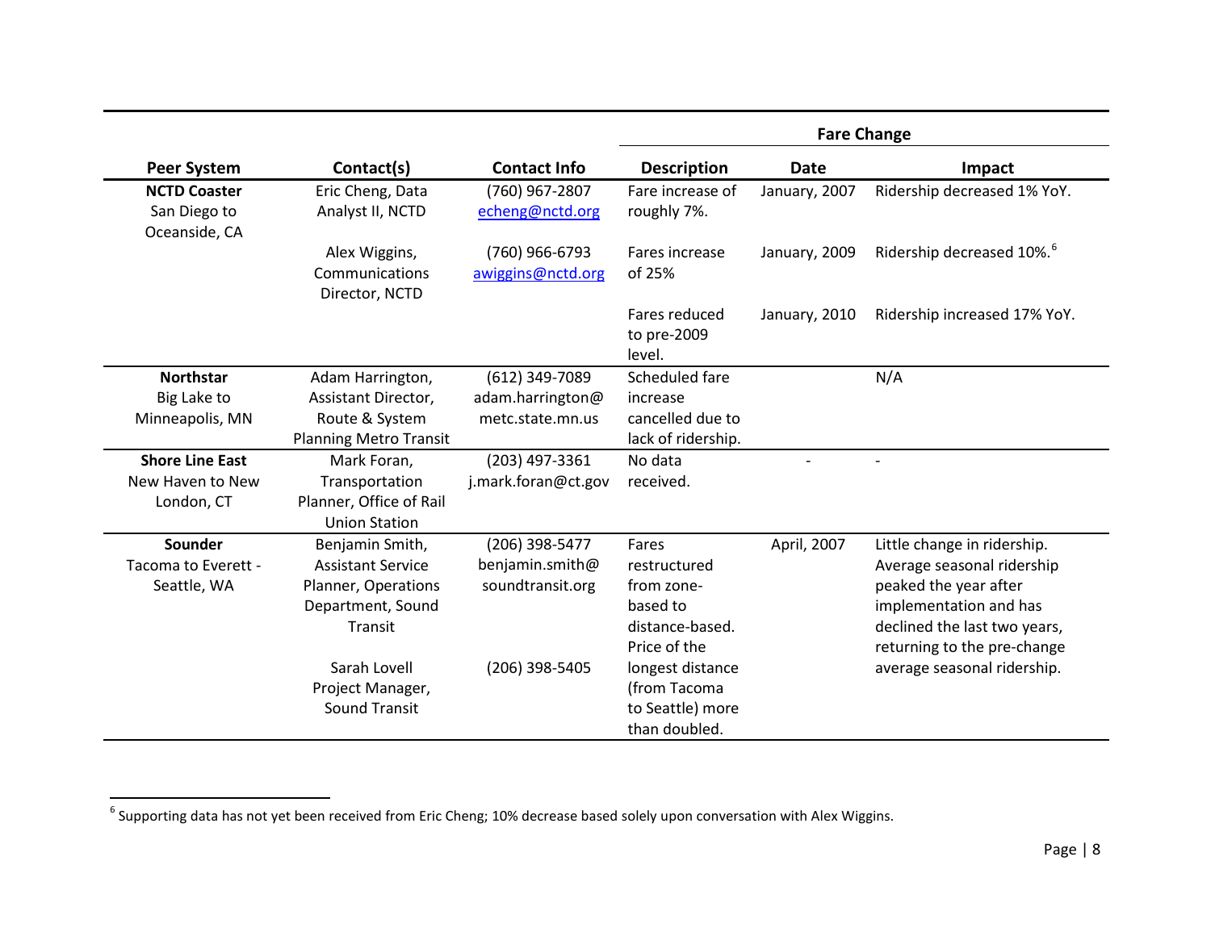| Peer System | Contact(s) | Contact Info | Fare Change | | |
|---|---|---|---|---|---|
| | | | Description | Date | Impact |
| **NCTD Coaster** San Diego to Oceanside, CA | Eric Cheng, Data Analyst II, NCTD | (760) 967-2807 echeng@nctd.org | Fare increase of roughly 7%. | January, 2007 | Ridership decreased 1% YoY. |
| | Alex Wiggins, Communications Director, NCTD | (760) 966-6793 awiggins@nctd.org | Fares increase of 25% | January, 2009 | Ridership decreased 10%.[6] |
| | | | Fares reduced to pre-2009 level. | January, 2010 | Ridership increased 17% YoY. |
| **Northstar** Big Lake to Minneapolis, MN | Adam Harrington, Assistant Director, Route & System Planning Metro Transit | (612) 349-7089 adam.harrington@metc.state.mn.us | Scheduled fare increase cancelled due to lack of ridership. | | N/A |
| **Shore Line East** New Haven to New London, CT | Mark Foran, Transportation Planner, Office of Rail Union Station | (203) 497-3361 j.mark.foran@ct.gov | No data received. | - | - |
| **Sounder** Tacoma to Everett - Seattle, WA | Benjamin Smith, Assistant Service Planner, Operations Department, Sound Transit<br><br>Sarah Lovell Project Manager, Sound Transit | (206) 398-5477 benjamin.smith@soundtransit.org<br><br>(206) 398-5405 | Fares restructured from zone-based to distance-based. Price of the longest distance (from Tacoma to Seattle) more than doubled. | April, 2007 | Little change in ridership. Average seasonal ridership peaked the year after implementation and has declined the last two years, returning to the pre-change average seasonal ridership. |

[6] Supporting data has not yet been received from Eric Cheng; 10% decrease based solely upon conversation with Alex Wiggins.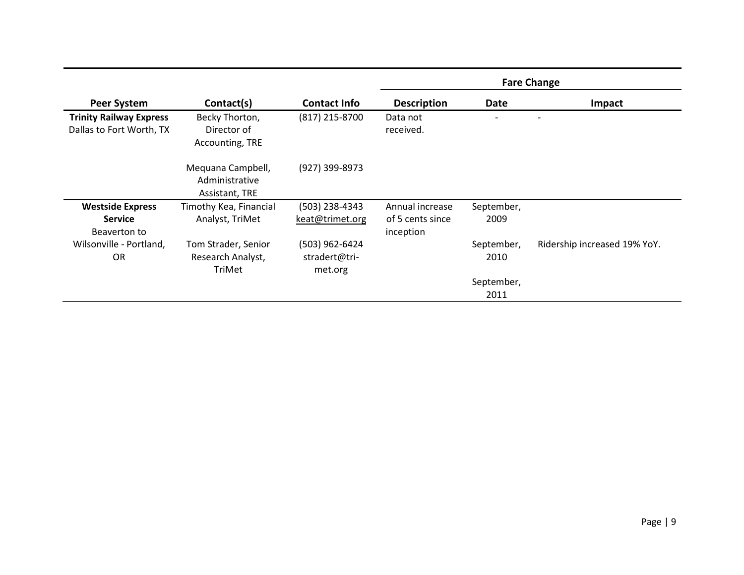| Peer System | Contact(s) | Contact Info | Fare Change | | |
|---|---|---|---|---|---|
| | | | **Description** | **Date** | **Impact** |
| **Trinity Railway Express** Dallas to Fort Worth, TX | Becky Thorton, Director of Accounting, TRE | (817) 215-8700 | Data not received. | - | - |
| | Mequana Campbell, Administrative Assistant, TRE | (927) 399-8973 | | | |
| **Westside Express Service** Beaverton to Wilsonville - Portland, OR | Timothy Kea, Financial Analyst, TriMet | (503) 238-4343 keat@trimet.org | Annual increase of 5 cents since inception | September, 2009 | |
| | Tom Strader, Senior Research Analyst, TriMet | (503) 962-6424 stradert@tri-met.org | | September, 2010 | Ridership increased 19% YoY. |
| | | | | September, 2011 | |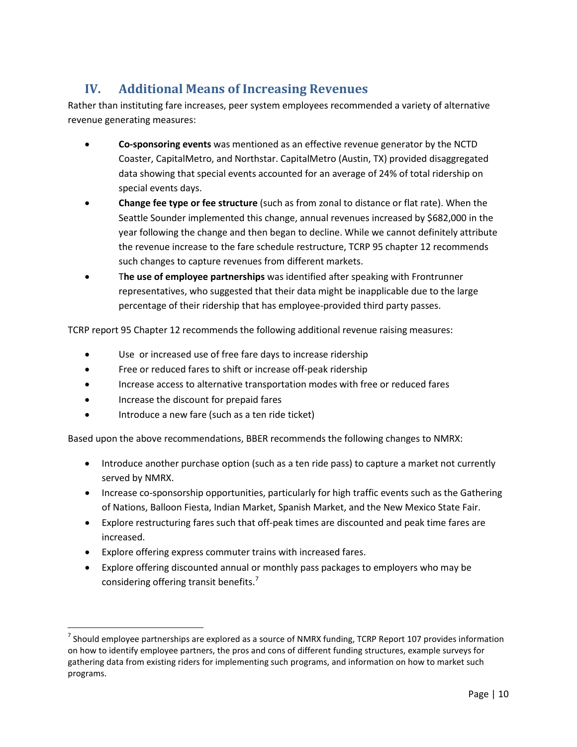## IV. Additional Means of Increasing Revenues

Rather than instituting fare increases, peer system employees recommended a variety of alternative revenue generating measures:

- **Co-sponsoring events** was mentioned as an effective revenue generator by the NCTD Coaster, CapitalMetro, and Northstar. CapitalMetro (Austin, TX) provided disaggregated data showing that special events accounted for an average of 24% of total ridership on special events days.
- **Change fee type or fee structure** (such as from zonal to distance or flat rate). When the Seattle Sounder implemented this change, annual revenues increased by $682,000 in the year following the change and then began to decline. While we cannot definitely attribute the revenue increase to the fare schedule restructure, TCRP 95 chapter 12 recommends such changes to capture revenues from different markets.
- T**he use of employee partnerships** was identified after speaking with Frontrunner representatives, who suggested that their data might be inapplicable due to the large percentage of their ridership that has employee-provided third party passes.

TCRP report 95 Chapter 12 recommends the following additional revenue raising measures:

- Use or increased use of free fare days to increase ridership
- Free or reduced fares to shift or increase off-peak ridership
- Increase access to alternative transportation modes with free or reduced fares
- Increase the discount for prepaid fares
- Introduce a new fare (such as a ten ride ticket)

Based upon the above recommendations, BBER recommends the following changes to NMRX:

- Introduce another purchase option (such as a ten ride pass) to capture a market not currently served by NMRX.
- Increase co-sponsorship opportunities, particularly for high traffic events such as the Gathering of Nations, Balloon Fiesta, Indian Market, Spanish Market, and the New Mexico State Fair.
- Explore restructuring fares such that off-peak times are discounted and peak time fares are increased.
- Explore offering express commuter trains with increased fares.
- Explore offering discounted annual or monthly pass packages to employers who may be considering offering transit benefits.[7]

---

[7] Should employee partnerships are explored as a source of NMRX funding, TCRP Report 107 provides information on how to identify employee partners, the pros and cons of different funding structures, example surveys for gathering data from existing riders for implementing such programs, and information on how to market such programs.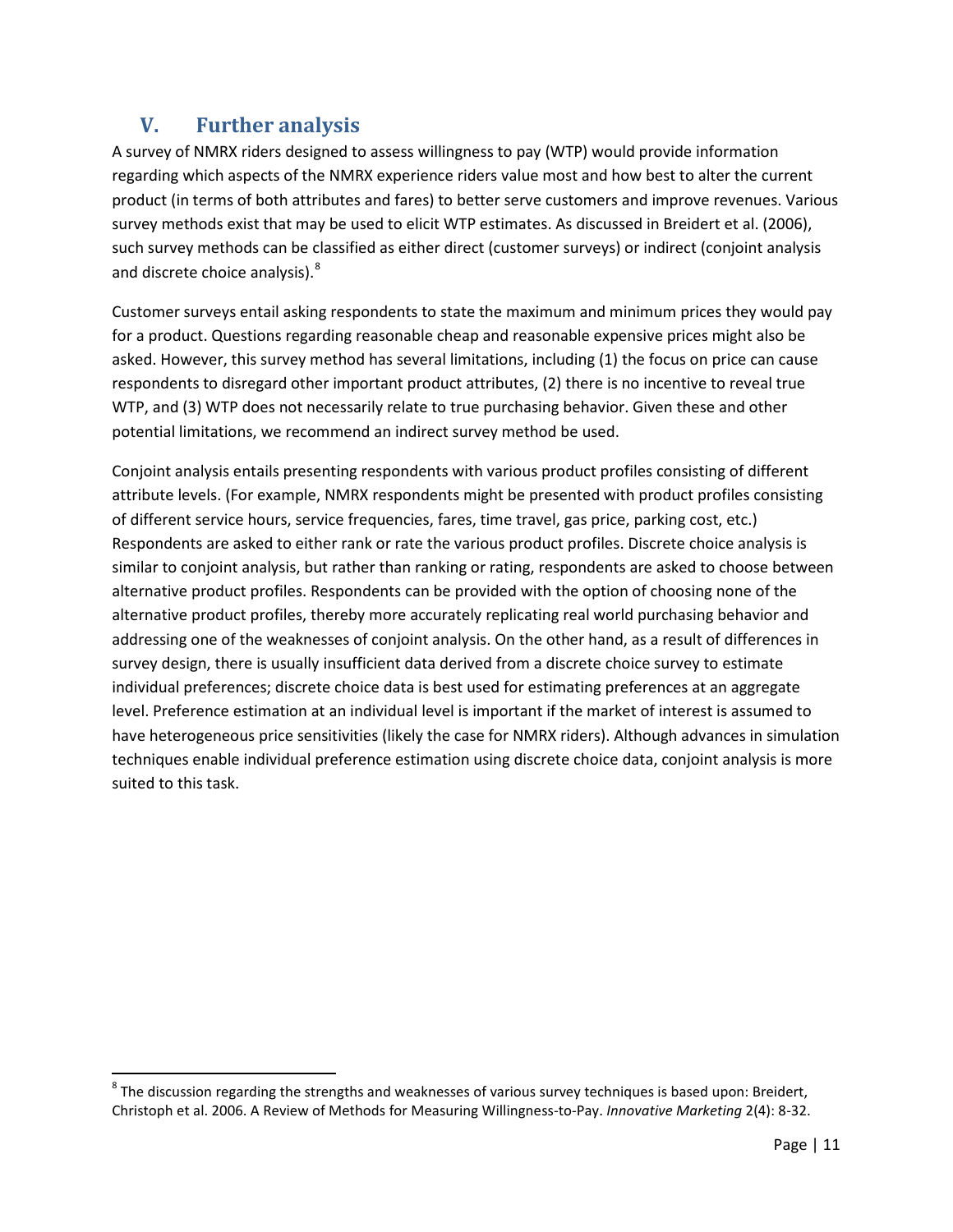## V. Further analysis

A survey of NMRX riders designed to assess willingness to pay (WTP) would provide information regarding which aspects of the NMRX experience riders value most and how best to alter the current product (in terms of both attributes and fares) to better serve customers and improve revenues. Various survey methods exist that may be used to elicit WTP estimates. As discussed in Breidert et al. (2006), such survey methods can be classified as either direct (customer surveys) or indirect (conjoint analysis and discrete choice analysis).[8]

Customer surveys entail asking respondents to state the maximum and minimum prices they would pay for a product. Questions regarding reasonable cheap and reasonable expensive prices might also be asked. However, this survey method has several limitations, including (1) the focus on price can cause respondents to disregard other important product attributes, (2) there is no incentive to reveal true WTP, and (3) WTP does not necessarily relate to true purchasing behavior. Given these and other potential limitations, we recommend an indirect survey method be used.

Conjoint analysis entails presenting respondents with various product profiles consisting of different attribute levels. (For example, NMRX respondents might be presented with product profiles consisting of different service hours, service frequencies, fares, time travel, gas price, parking cost, etc.) Respondents are asked to either rank or rate the various product profiles. Discrete choice analysis is similar to conjoint analysis, but rather than ranking or rating, respondents are asked to choose between alternative product profiles. Respondents can be provided with the option of choosing none of the alternative product profiles, thereby more accurately replicating real world purchasing behavior and addressing one of the weaknesses of conjoint analysis. On the other hand, as a result of differences in survey design, there is usually insufficient data derived from a discrete choice survey to estimate individual preferences; discrete choice data is best used for estimating preferences at an aggregate level. Preference estimation at an individual level is important if the market of interest is assumed to have heterogeneous price sensitivities (likely the case for NMRX riders). Although advances in simulation techniques enable individual preference estimation using discrete choice data, conjoint analysis is more suited to this task.

---

[8] The discussion regarding the strengths and weaknesses of various survey techniques is based upon: Breidert, Christoph et al. 2006. A Review of Methods for Measuring Willingness-to-Pay. *Innovative Marketing* 2(4): 8-32.